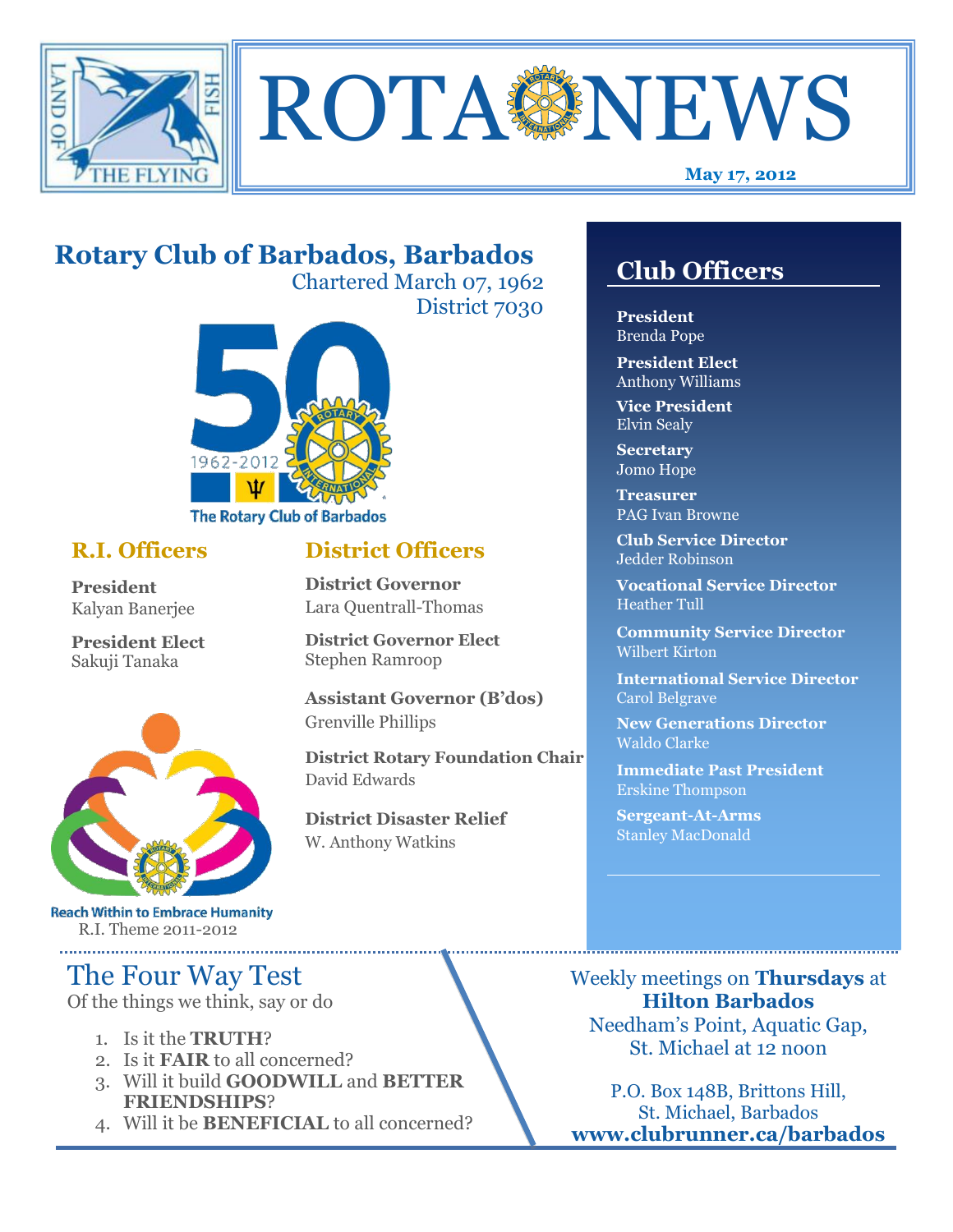# ROTA NEWS

**May 17, 2012**

## Rotary Club of Barbados, Barbados

Chartered March 07, 1962
District 7030

1962-2012
The Rotary Club of Barbados

### R.I. Officers

**President**
Kalyan Banerjee

**President Elect**
Sakuji Tanaka

Reach Within to Embrace Humanity
R.I. Theme 2011-2012

### District Officers

**District Governor**
Lara Quentrall-Thomas

**District Governor Elect**
Stephen Ramroop

**Assistant Governor (B'dos)**
Grenville Phillips

**District Rotary Foundation Chair**
David Edwards

**District Disaster Relief**
W. Anthony Watkins

### Club Officers

**President**
Brenda Pope

**President Elect**
Anthony Williams

**Vice President**
Elvin Sealy

**Secretary**
Jomo Hope

**Treasurer**
PAG Ivan Browne

**Club Service Director**
Jedder Robinson

**Vocational Service Director**
Heather Tull

**Community Service Director**
Wilbert Kirton

**International Service Director**
Carol Belgrave

**New Generations Director**
Waldo Clarke

**Immediate Past President**
Erskine Thompson

**Sergeant-At-Arms**
Stanley MacDonald

## The Four Way Test

Of the things we think, say or do

1. Is it the **TRUTH**?
2. Is it **FAIR** to all concerned?
3. Will it build **GOODWILL** and **BETTER FRIENDSHIPS**?
4. Will it be **BENEFICIAL** to all concerned?

Weekly meetings on **Thursdays** at
**Hilton Barbados**
Needham's Point, Aquatic Gap,
St. Michael at 12 noon

P.O. Box 148B, Brittons Hill,
St. Michael, Barbados
**www.clubrunner.ca/barbados**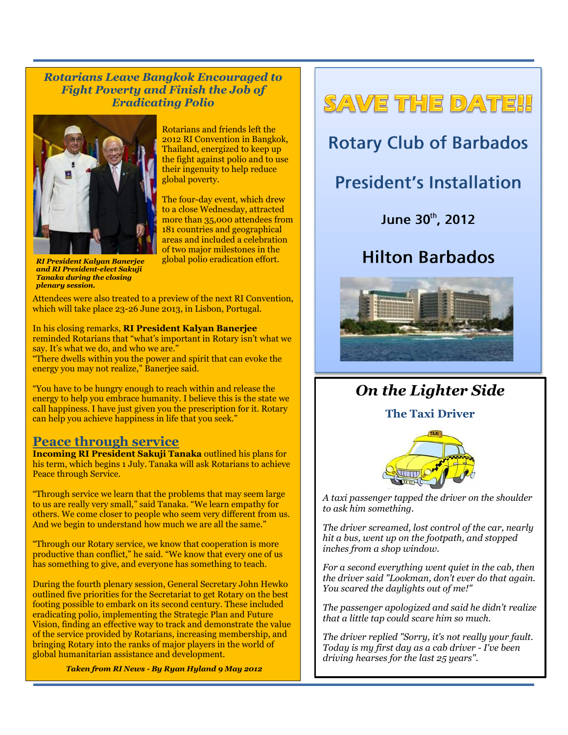### *Rotarians Leave Bangkok Encouraged to Fight Poverty and Finish the Job of Eradicating Polio*

Rotarians and friends left the 2012 RI Convention in Bangkok, Thailand, energized to keep up the fight against polio and to use their ingenuity to help reduce global poverty.

The four-day event, which drew to a close Wednesday, attracted more than 35,000 attendees from 181 countries and geographical areas and included a celebration of two major milestones in the global polio eradication effort.

***RI President Kalyan Banerjee and RI President-elect Sakuji Tanaka during the closing plenary session.***

Attendees were also treated to a preview of the next RI Convention, which will take place 23-26 June 2013, in Lisbon, Portugal.

In his closing remarks, **RI President Kalyan Banerjee** reminded Rotarians that "what's important in Rotary isn't what we say. It's what we do, and who we are."
"There dwells within you the power and spirit that can evoke the energy you may not realize," Banerjee said.

"You have to be hungry enough to reach within and release the energy to help you embrace humanity. I believe this is the state we call happiness. I have just given you the prescription for it. Rotary can help you achieve happiness in life that you seek."

## Peace through service

**Incoming RI President Sakuji Tanaka** outlined his plans for his term, which begins 1 July. Tanaka will ask Rotarians to achieve Peace through Service.

"Through service we learn that the problems that may seem large to us are really very small," said Tanaka. "We learn empathy for others. We come closer to people who seem very different from us. And we begin to understand how much we are all the same."

"Through our Rotary service, we know that cooperation is more productive than conflict," he said. "We know that every one of us has something to give, and everyone has something to teach.

During the fourth plenary session, General Secretary John Hewko outlined five priorities for the Secretariat to get Rotary on the best footing possible to embark on its second century. These included eradicating polio, implementing the Strategic Plan and Future Vision, finding an effective way to track and demonstrate the value of the service provided by Rotarians, increasing membership, and bringing Rotary into the ranks of major players in the world of global humanitarian assistance and development.

***Taken from RI News - By Ryan Hyland 9 May 2012***

# SAVE THE DATE!!

## Rotary Club of Barbados

## President's Installation

**June 30th, 2012**

## Hilton Barbados

## *On the Lighter Side*

### The Taxi Driver

*A taxi passenger tapped the driver on the shoulder to ask him something.*

*The driver screamed, lost control of the car, nearly hit a bus, went up on the footpath, and stopped inches from a shop window.*

*For a second everything went quiet in the cab, then the driver said "Lookman, don't ever do that again. You scared the daylights out of me!"*

*The passenger apologized and said he didn't realize that a little tap could scare him so much.*

*The driver replied "Sorry, it's not really your fault. Today is my first day as a cab driver - I've been driving hearses for the last 25 years".*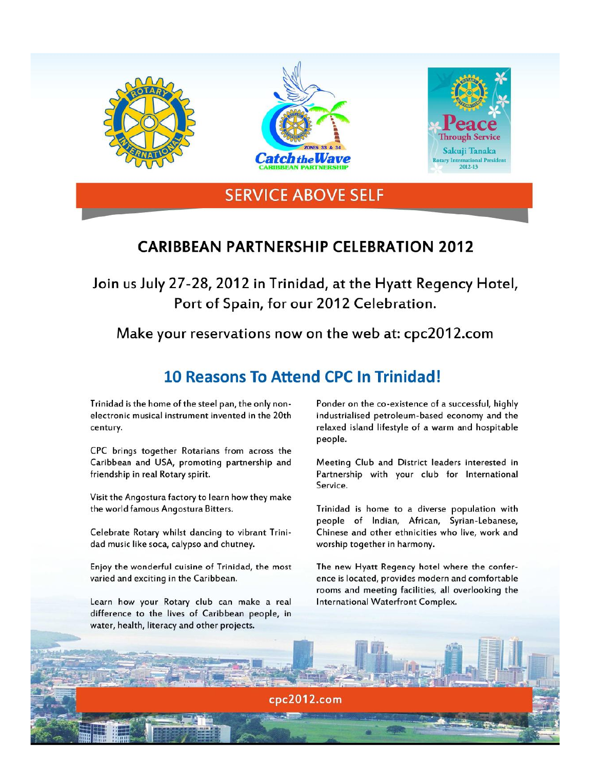SERVICE ABOVE SELF

# CARIBBEAN PARTNERSHIP CELEBRATION 2012

Join us July 27-28, 2012 in Trinidad, at the Hyatt Regency Hotel, Port of Spain, for our 2012 Celebration.

Make your reservations now on the web at: cpc2012.com

## 10 Reasons To Attend CPC In Trinidad!

Trinidad is the home of the steel pan, the only non-electronic musical instrument invented in the 20th century.

CPC brings together Rotarians from across the Caribbean and USA, promoting partnership and friendship in real Rotary spirit.

Visit the Angostura factory to learn how they make the world famous Angostura Bitters.

Celebrate Rotary whilst dancing to vibrant Trinidad music like soca, calypso and chutney.

Enjoy the wonderful cuisine of Trinidad, the most varied and exciting in the Caribbean.

Learn how your Rotary club can make a real difference to the lives of Caribbean people, in water, health, literacy and other projects.

Ponder on the co-existence of a successful, highly industrialised petroleum-based economy and the relaxed island lifestyle of a warm and hospitable people.

Meeting Club and District leaders interested in Partnership with your club for International Service.

Trinidad is home to a diverse population with people of Indian, African, Syrian-Lebanese, Chinese and other ethnicities who live, work and worship together in harmony.

The new Hyatt Regency hotel where the conference is located, provides modern and comfortable rooms and meeting facilities, all overlooking the International Waterfront Complex.

cpc2012.com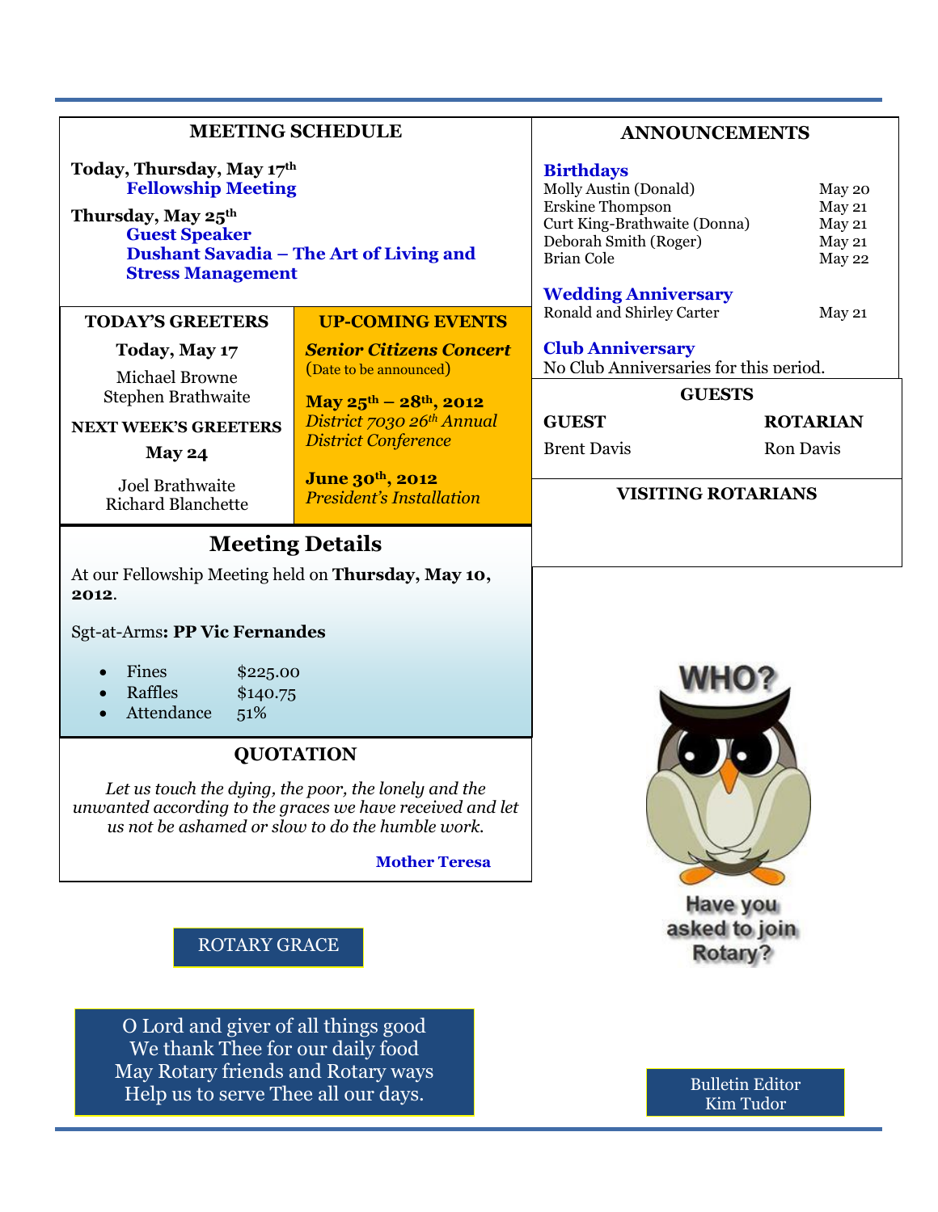## MEETING SCHEDULE

**Today, Thursday, May 17th**
**Fellowship Meeting**

**Thursday, May 25th**
**Guest Speaker**
**Dushant Savadia – The Art of Living and Stress Management**

## TODAY'S GREETERS

**Today, May 17**

Michael Browne
Stephen Brathwaite

**NEXT WEEK'S GREETERS**

**May 24**

Joel Brathwaite
Richard Blanchette

## UP-COMING EVENTS

***Senior Citizens Concert***
(Date to be announced)

**May 25th – 28th, 2012**
*District 7030 26th Annual District Conference*

**June 30th, 2012**
*President's Installation*

## Meeting Details

At our Fellowship Meeting held on **Thursday, May 10, 2012**.

Sgt-at-Arms**: PP Vic Fernandes**

- Fines $225.00
- Raffles $140.75
- Attendance 51%

## QUOTATION

*Let us touch the dying, the poor, the lonely and the unwanted according to the graces we have received and let us not be ashamed or slow to do the humble work.*

**Mother Teresa**

## ANNOUNCEMENTS

**Birthdays**

| | |
|---|---|
| Molly Austin (Donald) | May 20 |
| Erskine Thompson | May 21 |
| Curt King-Brathwaite (Donna) | May 21 |
| Deborah Smith (Roger) | May 21 |
| Brian Cole | May 22 |

**Wedding Anniversary**

Ronald and Shirley Carter May 21

**Club Anniversary**

No Club Anniversaries for this period.

## GUESTS

| GUEST | ROTARIAN |
|---|---|
| Brent Davis | Ron Davis |

## VISITING ROTARIANS

WHO?

Have you asked to join Rotary?

ROTARY GRACE

O Lord and giver of all things good
We thank Thee for our daily food
May Rotary friends and Rotary ways
Help us to serve Thee all our days.

Bulletin Editor
Kim Tudor